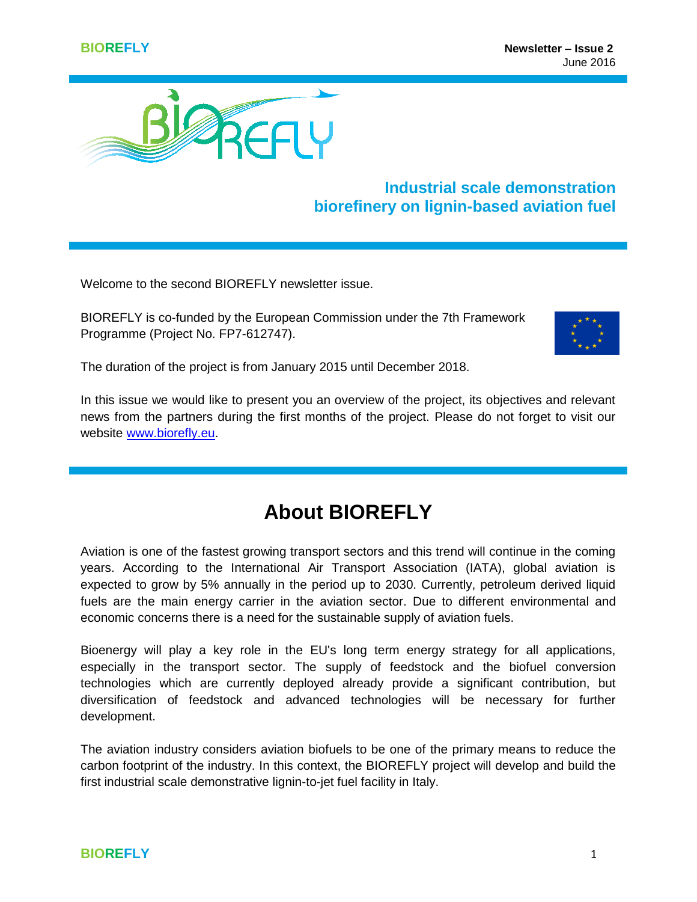Newsletter – Issue 2
June 2016

# Industrial scale demonstration biorefinery on lignin-based aviation fuel

Welcome to the second BIOREFLY newsletter issue.

BIOREFLY is co-funded by the European Commission under the 7th Framework Programme (Project No. FP7-612747).

The duration of the project is from January 2015 until December 2018.

In this issue we would like to present you an overview of the project, its objectives and relevant news from the partners during the first months of the project. Please do not forget to visit our website [www.biorefly.eu](http://www.biorefly.eu).

## About BIOREFLY

Aviation is one of the fastest growing transport sectors and this trend will continue in the coming years. According to the International Air Transport Association (IATA), global aviation is expected to grow by 5% annually in the period up to 2030. Currently, petroleum derived liquid fuels are the main energy carrier in the aviation sector. Due to different environmental and economic concerns there is a need for the sustainable supply of aviation fuels.

Bioenergy will play a key role in the EU's long term energy strategy for all applications, especially in the transport sector. The supply of feedstock and the biofuel conversion technologies which are currently deployed already provide a significant contribution, but diversification of feedstock and advanced technologies will be necessary for further development.

The aviation industry considers aviation biofuels to be one of the primary means to reduce the carbon footprint of the industry. In this context, the BIOREFLY project will develop and build the first industrial scale demonstrative lignin-to-jet fuel facility in Italy.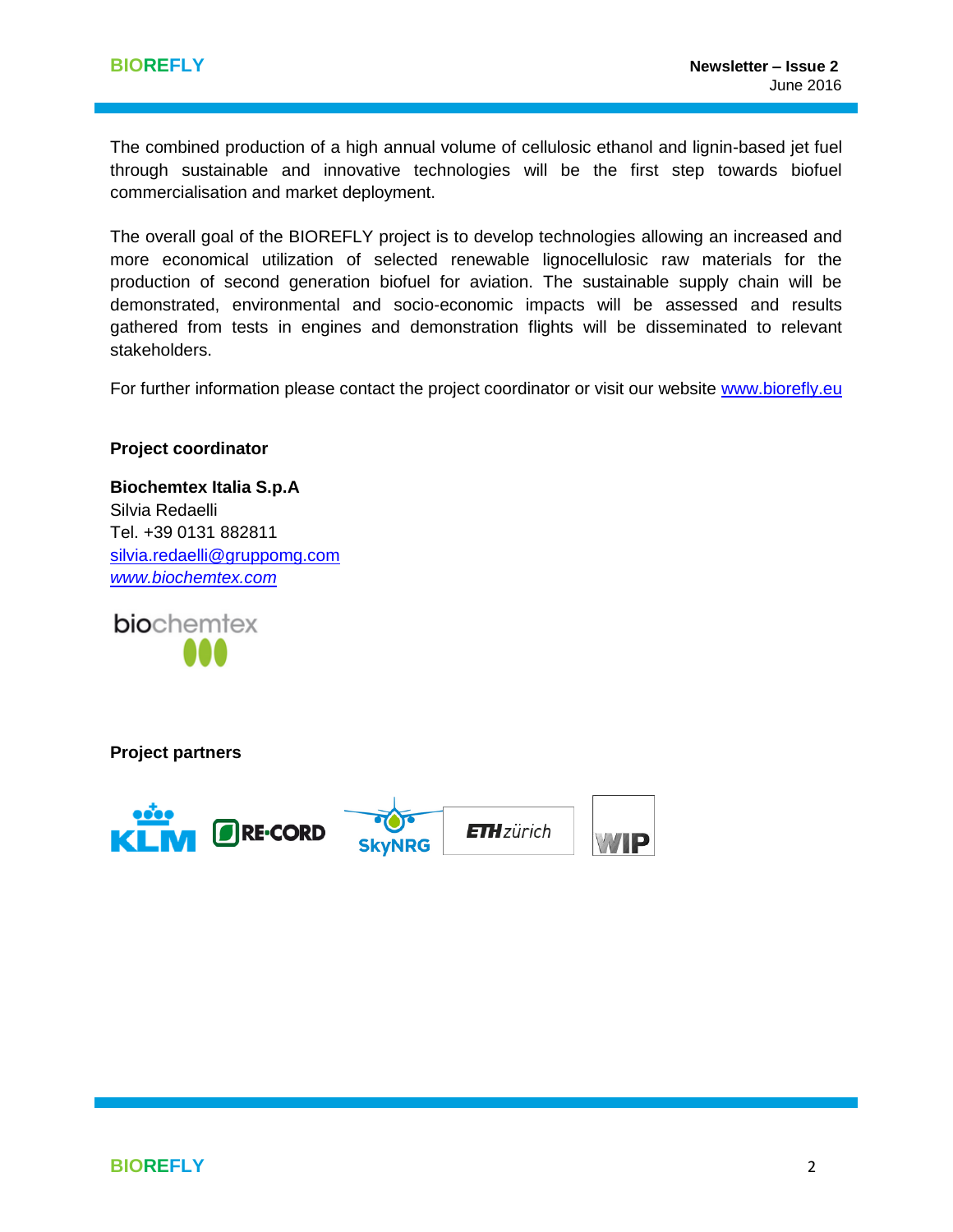The combined production of a high annual volume of cellulosic ethanol and lignin-based jet fuel through sustainable and innovative technologies will be the first step towards biofuel commercialisation and market deployment.

The overall goal of the BIOREFLY project is to develop technologies allowing an increased and more economical utilization of selected renewable lignocellulosic raw materials for the production of second generation biofuel for aviation. The sustainable supply chain will be demonstrated, environmental and socio-economic impacts will be assessed and results gathered from tests in engines and demonstration flights will be disseminated to relevant stakeholders.

For further information please contact the project coordinator or visit our website www.biorefly.eu

**Project coordinator**

**Biochemtex Italia S.p.A**
Silvia Redaelli
Tel. +39 0131 882811
silvia.redaelli@gruppomg.com
*www.biochemtex.com*

**Project partners**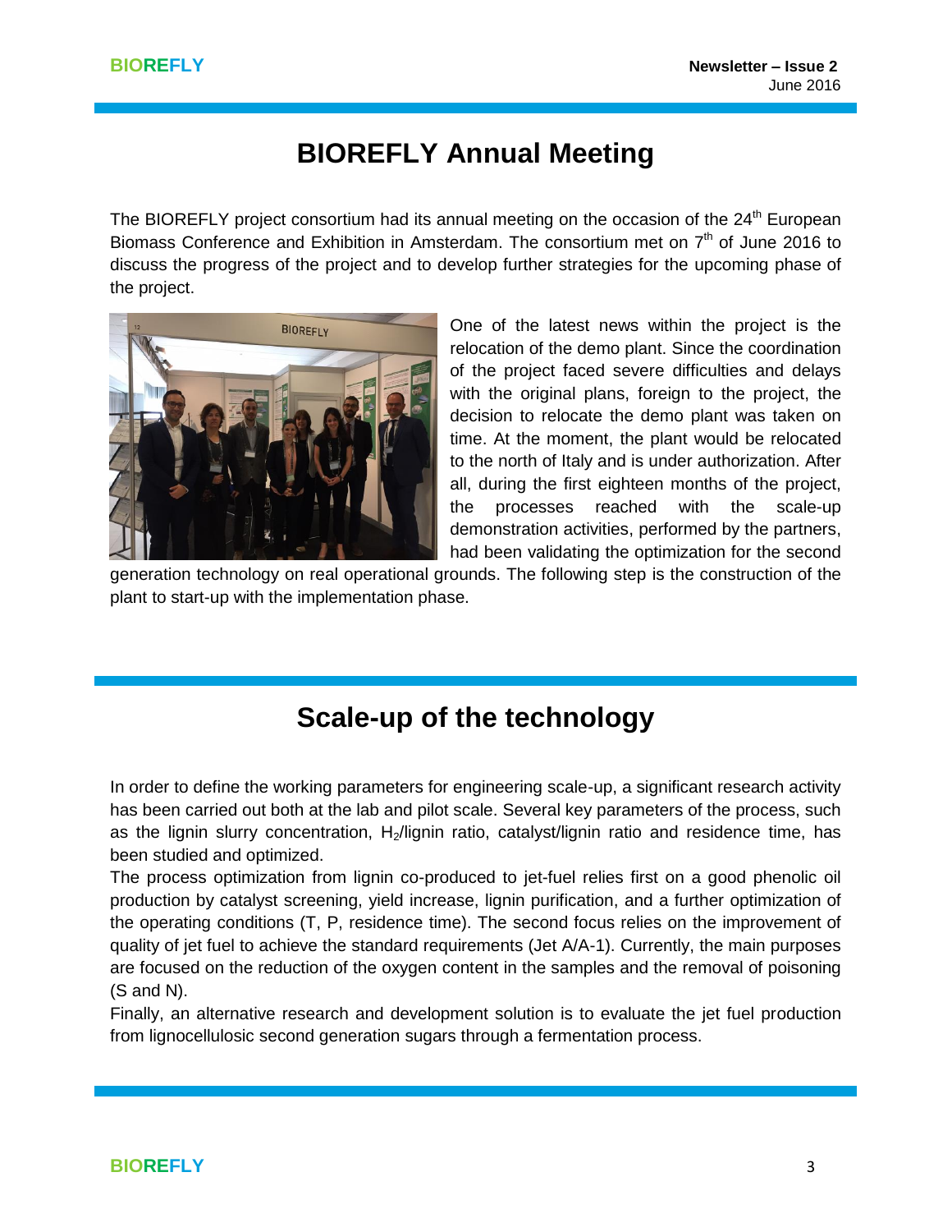# BIOREFLY Annual Meeting

The BIOREFLY project consortium had its annual meeting on the occasion of the 24th European Biomass Conference and Exhibition in Amsterdam. The consortium met on 7th of June 2016 to discuss the progress of the project and to develop further strategies for the upcoming phase of the project.

One of the latest news within the project is the relocation of the demo plant. Since the coordination of the project faced severe difficulties and delays with the original plans, foreign to the project, the decision to relocate the demo plant was taken on time. At the moment, the plant would be relocated to the north of Italy and is under authorization. After all, during the first eighteen months of the project, the processes reached with the scale-up demonstration activities, performed by the partners, had been validating the optimization for the second generation technology on real operational grounds. The following step is the construction of the plant to start-up with the implementation phase.

# Scale-up of the technology

In order to define the working parameters for engineering scale-up, a significant research activity has been carried out both at the lab and pilot scale. Several key parameters of the process, such as the lignin slurry concentration, $H_2$/lignin ratio, catalyst/lignin ratio and residence time, has been studied and optimized.

The process optimization from lignin co-produced to jet-fuel relies first on a good phenolic oil production by catalyst screening, yield increase, lignin purification, and a further optimization of the operating conditions (T, P, residence time). The second focus relies on the improvement of quality of jet fuel to achieve the standard requirements (Jet A/A-1). Currently, the main purposes are focused on the reduction of the oxygen content in the samples and the removal of poisoning (S and N).

Finally, an alternative research and development solution is to evaluate the jet fuel production from lignocellulosic second generation sugars through a fermentation process.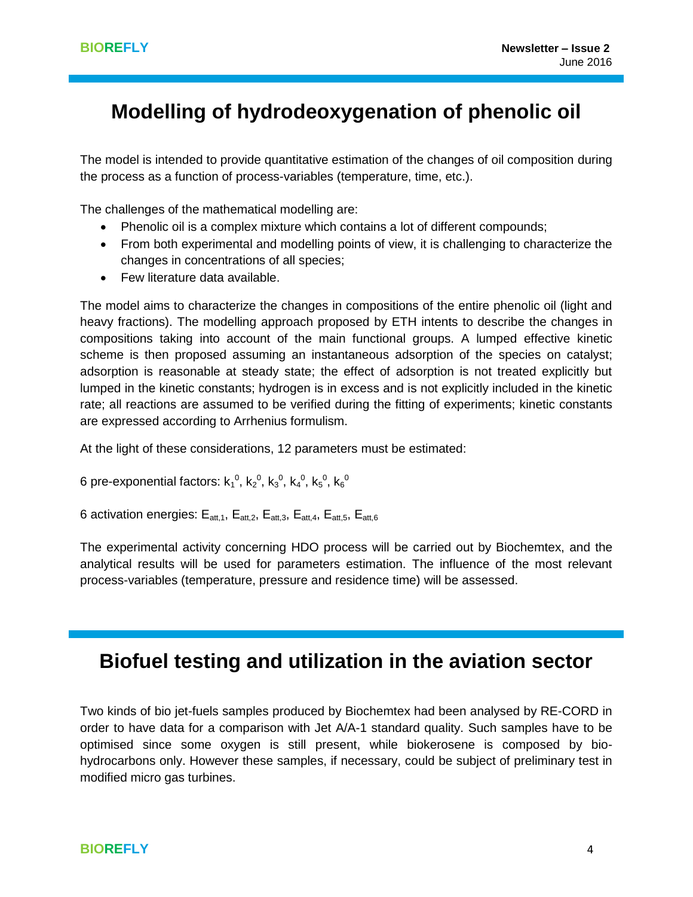# Modelling of hydrodeoxygenation of phenolic oil

The model is intended to provide quantitative estimation of the changes of oil composition during the process as a function of process-variables (temperature, time, etc.).

The challenges of the mathematical modelling are:

- Phenolic oil is a complex mixture which contains a lot of different compounds;
- From both experimental and modelling points of view, it is challenging to characterize the changes in concentrations of all species;
- Few literature data available.

The model aims to characterize the changes in compositions of the entire phenolic oil (light and heavy fractions). The modelling approach proposed by ETH intents to describe the changes in compositions taking into account of the main functional groups. A lumped effective kinetic scheme is then proposed assuming an instantaneous adsorption of the species on catalyst; adsorption is reasonable at steady state; the effect of adsorption is not treated explicitly but lumped in the kinetic constants; hydrogen is in excess and is not explicitly included in the kinetic rate; all reactions are assumed to be verified during the fitting of experiments; kinetic constants are expressed according to Arrhenius formulism.

At the light of these considerations, 12 parameters must be estimated:

6 pre-exponential factors: $k_1^0$, $k_2^0$, $k_3^0$, $k_4^0$, $k_5^0$, $k_6^0$

6 activation energies: $E_{att,1}$, $E_{att,2}$, $E_{att,3}$, $E_{att,4}$, $E_{att,5}$, $E_{att,6}$

The experimental activity concerning HDO process will be carried out by Biochemtex, and the analytical results will be used for parameters estimation. The influence of the most relevant process-variables (temperature, pressure and residence time) will be assessed.

# Biofuel testing and utilization in the aviation sector

Two kinds of bio jet-fuels samples produced by Biochemtex had been analysed by RE-CORD in order to have data for a comparison with Jet A/A-1 standard quality. Such samples have to be optimised since some oxygen is still present, while biokerosene is composed by bio-hydrocarbons only. However these samples, if necessary, could be subject of preliminary test in modified micro gas turbines.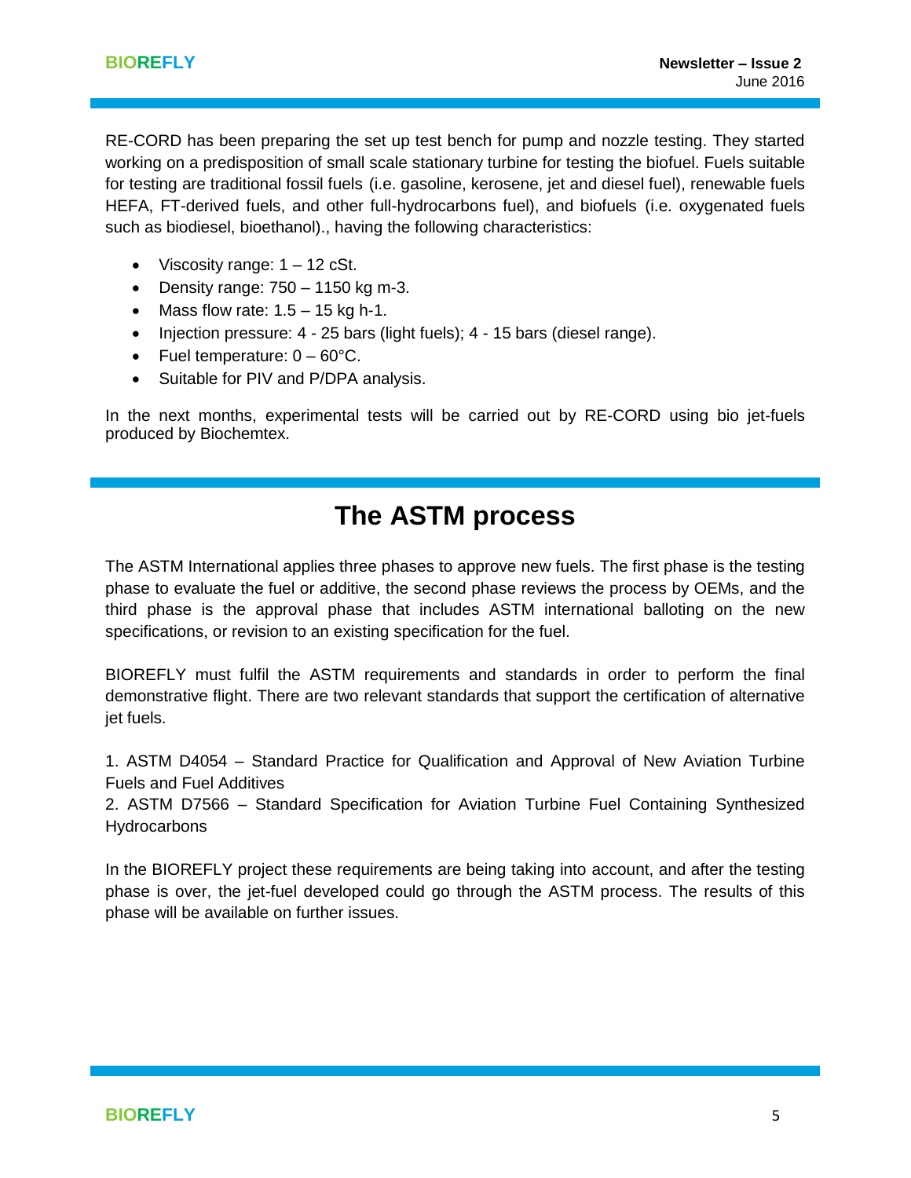RE-CORD has been preparing the set up test bench for pump and nozzle testing. They started working on a predisposition of small scale stationary turbine for testing the biofuel. Fuels suitable for testing are traditional fossil fuels (i.e. gasoline, kerosene, jet and diesel fuel), renewable fuels HEFA, FT-derived fuels, and other full-hydrocarbons fuel), and biofuels (i.e. oxygenated fuels such as biodiesel, bioethanol)., having the following characteristics:

- Viscosity range: 1 – 12 cSt.
- Density range: 750 – 1150 kg m-3.
- Mass flow rate: 1.5 – 15 kg h-1.
- Injection pressure: 4 - 25 bars (light fuels); 4 - 15 bars (diesel range).
- Fuel temperature: 0 – 60°C.
- Suitable for PIV and P/DPA analysis.

In the next months, experimental tests will be carried out by RE-CORD using bio jet-fuels produced by Biochemtex.

# The ASTM process

The ASTM International applies three phases to approve new fuels. The first phase is the testing phase to evaluate the fuel or additive, the second phase reviews the process by OEMs, and the third phase is the approval phase that includes ASTM international balloting on the new specifications, or revision to an existing specification for the fuel.

BIOREFLY must fulfil the ASTM requirements and standards in order to perform the final demonstrative flight. There are two relevant standards that support the certification of alternative jet fuels.

1. ASTM D4054 – Standard Practice for Qualification and Approval of New Aviation Turbine Fuels and Fuel Additives
2. ASTM D7566 – Standard Specification for Aviation Turbine Fuel Containing Synthesized Hydrocarbons

In the BIOREFLY project these requirements are being taking into account, and after the testing phase is over, the jet-fuel developed could go through the ASTM process. The results of this phase will be available on further issues.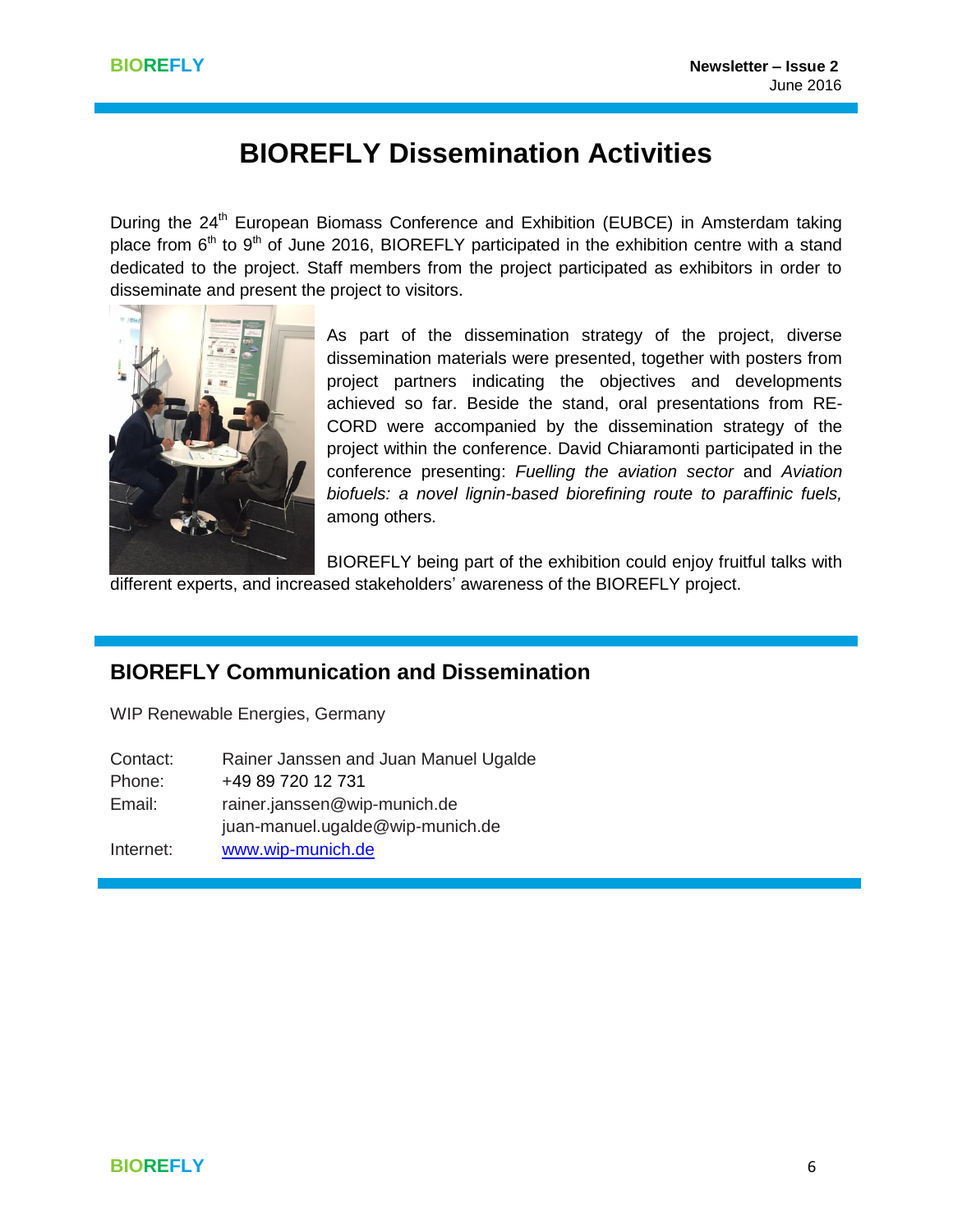# BIOREFLY Dissemination Activities

During the 24th European Biomass Conference and Exhibition (EUBCE) in Amsterdam taking place from 6th to 9th of June 2016, BIOREFLY participated in the exhibition centre with a stand dedicated to the project. Staff members from the project participated as exhibitors in order to disseminate and present the project to visitors.

As part of the dissemination strategy of the project, diverse dissemination materials were presented, together with posters from project partners indicating the objectives and developments achieved so far. Beside the stand, oral presentations from RE-CORD were accompanied by the dissemination strategy of the project within the conference. David Chiaramonti participated in the conference presenting: *Fuelling the aviation sector* and *Aviation biofuels: a novel lignin-based biorefining route to paraffinic fuels,* among others.

BIOREFLY being part of the exhibition could enjoy fruitful talks with different experts, and increased stakeholders' awareness of the BIOREFLY project.

## BIOREFLY Communication and Dissemination

WIP Renewable Energies, Germany

| | |
|---|---|
| Contact: | Rainer Janssen and Juan Manuel Ugalde |
| Phone: | +49 89 720 12 731 |
| Email: | rainer.janssen@wip-munich.de<br>juan-manuel.ugalde@wip-munich.de |
| Internet: | www.wip-munich.de |